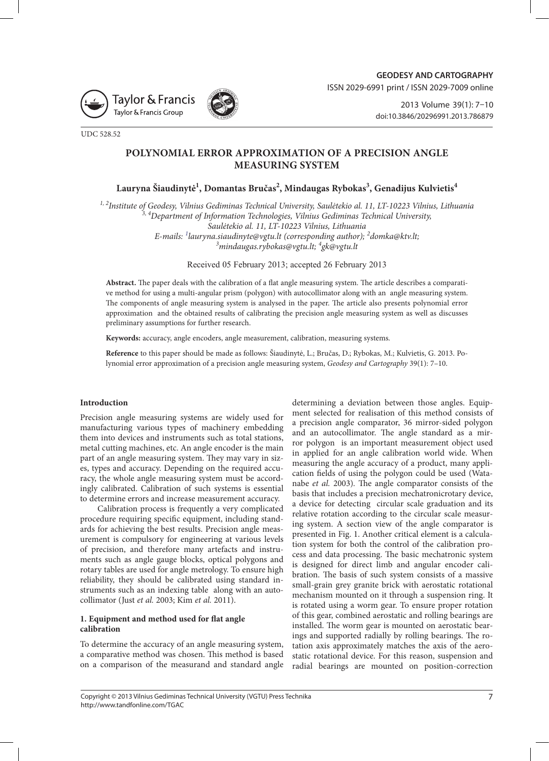UDC 528.52

# POLYNOMIAL ERROR APPROXIMATION OF A PRECISION ANGLE MEASURING SYSTEM

**Lauryna Šiaudinytė[1], Domantas Bručas[2], Mindaugas Rybokas[3], Genadijus Kulvietis[4]**

*[1, 2]Institute of Geodesy, Vilnius Gediminas Technical University, Saulėtekio al. 11, LT-10223 Vilnius, Lithuania*
*[3, 4]Department of Information Technologies, Vilnius Gediminas Technical University, Saulėtekio al. 11, LT-10223 Vilnius, Lithuania*
*E-mails: [1]lauryna.siaudinyte@vgtu.lt (corresponding author); [2]domka@ktv.lt; [3]mindaugas.rybokas@vgtu.lt; [4]gk@vgtu.lt*

Received 05 February 2013; accepted 26 February 2013

**Abstract.** The paper deals with the calibration of a flat angle measuring system. The article describes a comparative method for using a multi-angular prism (polygon) with autocollimator along with an angle measuring system. The components of angle measuring system is analysed in the paper. The article also presents polynomial error approximation and the obtained results of calibrating the precision angle measuring system as well as discusses preliminary assumptions for further research.

**Keywords:** accuracy, angle encoders, angle measurement, calibration, measuring systems.

**Reference** to this paper should be made as follows: Šiaudinytė, L.; Bručas, D.; Rybokas, M.; Kulvietis, G. 2013. Polynomial error approximation of a precision angle measuring system, *Geodesy and Cartography* 39(1): 7–10.

## Introduction

Precision angle measuring systems are widely used for manufacturing various types of machinery embedding them into devices and instruments such as total stations, metal cutting machines, etc. An angle encoder is the main part of an angle measuring system. They may vary in sizes, types and accuracy. Depending on the required accuracy, the whole angle measuring system must be accordingly calibrated. Calibration of such systems is essential to determine errors and increase measurement accuracy.

Calibration process is frequently a very complicated procedure requiring specific equipment, including standards for achieving the best results. Precision angle measurement is compulsory for engineering at various levels of precision, and therefore many artefacts and instruments such as angle gauge blocks, optical polygons and rotary tables are used for angle metrology. To ensure high reliability, they should be calibrated using standard instruments such as an indexing table along with an autocollimator (Just *et al.* 2003; Kim *et al.* 2011).

## 1. Equipment and method used for flat angle calibration

To determine the accuracy of an angle measuring system, a comparative method was chosen. This method is based on a comparison of the measurand and standard angle determining a deviation between those angles. Equipment selected for realisation of this method consists of a precision angle comparator, 36 mirror-sided polygon and an autocollimator. The angle standard as a mirror polygon is an important measurement object used in applied for an angle calibration world wide. When measuring the angle accuracy of a product, many application fields of using the polygon could be used (Watanabe *et al.* 2003). The angle comparator consists of the basis that includes a precision mechatronicrotary device, a device for detecting circular scale graduation and its relative rotation according to the circular scale measuring system. A section view of the angle comparator is presented in Fig. 1. Another critical element is a calculation system for both the control of the calibration process and data processing. The basic mechatronic system is designed for direct limb and angular encoder calibration. The basis of such system consists of a massive small-grain grey granite brick with aerostatic rotational mechanism mounted on it through a suspension ring. It is rotated using a worm gear. To ensure proper rotation of this gear, combined aerostatic and rolling bearings are installed. The worm gear is mounted on aerostatic bearings and supported radially by rolling bearings. The rotation axis approximately matches the axis of the aerostatic rotational device. For this reason, suspension and radial bearings are mounted on position-correction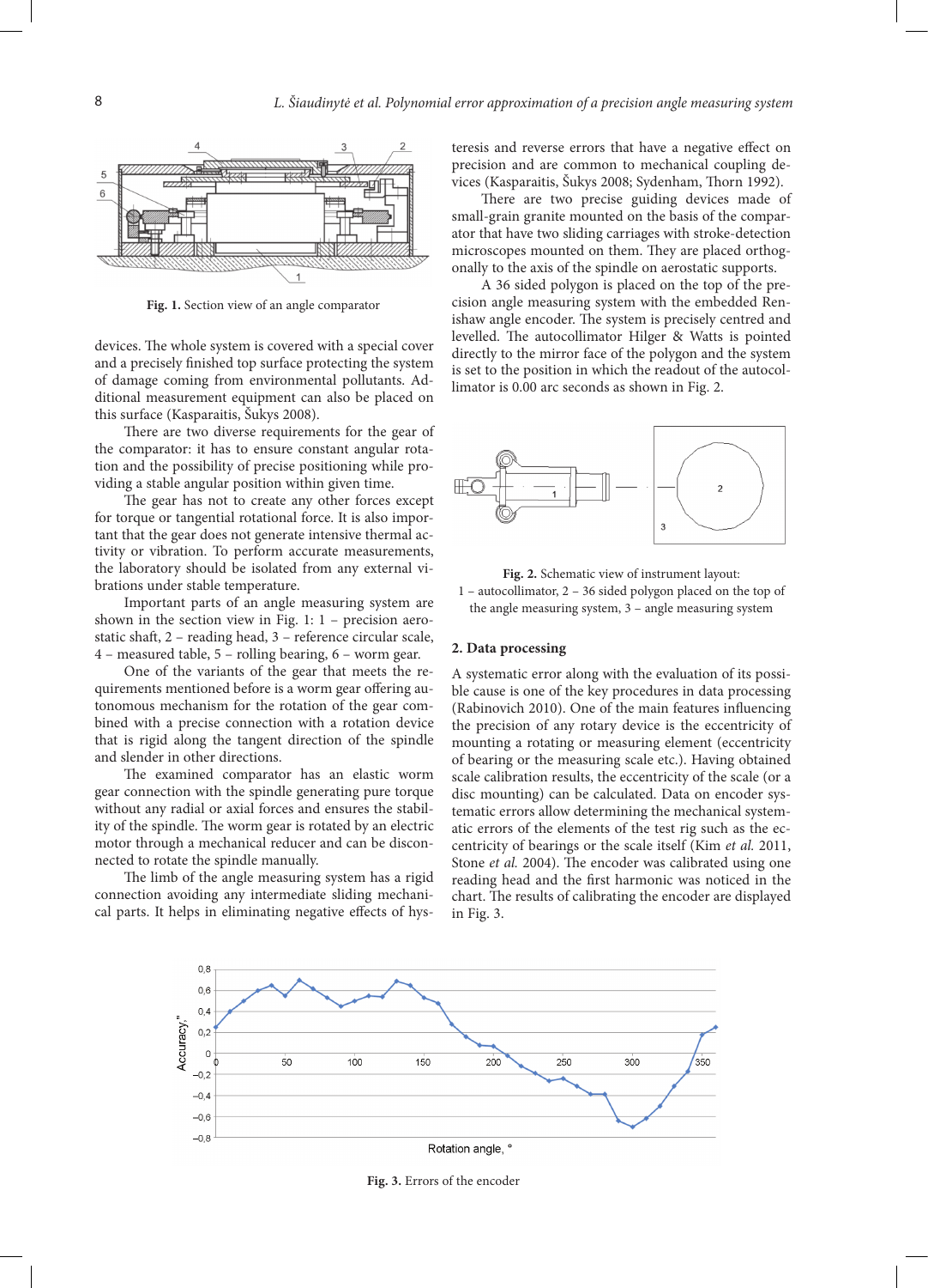Fig. 1. Section view of an angle comparator

devices. The whole system is covered with a special cover and a precisely finished top surface protecting the system of damage coming from environmental pollutants. Additional measurement equipment can also be placed on this surface (Kasparaitis, Šukys 2008).

There are two diverse requirements for the gear of the comparator: it has to ensure constant angular rotation and the possibility of precise positioning while providing a stable angular position within given time.

The gear has not to create any other forces except for torque or tangential rotational force. It is also important that the gear does not generate intensive thermal activity or vibration. To perform accurate measurements, the laboratory should be isolated from any external vibrations under stable temperature.

Important parts of an angle measuring system are shown in the section view in Fig. 1: 1 – precision aerostatic shaft, 2 – reading head, 3 – reference circular scale, 4 – measured table, 5 – rolling bearing, 6 – worm gear.

One of the variants of the gear that meets the requirements mentioned before is a worm gear offering autonomous mechanism for the rotation of the gear combined with a precise connection with a rotation device that is rigid along the tangent direction of the spindle and slender in other directions.

The examined comparator has an elastic worm gear connection with the spindle generating pure torque without any radial or axial forces and ensures the stability of the spindle. The worm gear is rotated by an electric motor through a mechanical reducer and can be disconnected to rotate the spindle manually.

The limb of the angle measuring system has a rigid connection avoiding any intermediate sliding mechanical parts. It helps in eliminating negative effects of hysteresis and reverse errors that have a negative effect on precision and are common to mechanical coupling devices (Kasparaitis, Šukys 2008; Sydenham, Thorn 1992).

There are two precise guiding devices made of small-grain granite mounted on the basis of the comparator that have two sliding carriages with stroke-detection microscopes mounted on them. They are placed orthogonally to the axis of the spindle on aerostatic supports.

A 36 sided polygon is placed on the top of the precision angle measuring system with the embedded Renishaw angle encoder. The system is precisely centred and levelled. The autocollimator Hilger & Watts is pointed directly to the mirror face of the polygon and the system is set to the position in which the readout of the autocollimator is 0.00 arc seconds as shown in Fig. 2.

Fig. 2. Schematic view of instrument layout:
1 – autocollimator, 2 – 36 sided polygon placed on the top of the angle measuring system, 3 – angle measuring system

## 2. Data processing

A systematic error along with the evaluation of its possible cause is one of the key procedures in data processing (Rabinovich 2010). One of the main features influencing the precision of any rotary device is the eccentricity of mounting a rotating or measuring element (eccentricity of bearing or the measuring scale etc.). Having obtained scale calibration results, the eccentricity of the scale (or a disc mounting) can be calculated. Data on encoder systematic errors allow determining the mechanical systematic errors of the elements of the test rig such as the eccentricity of bearings or the scale itself (Kim *et al.* 2011, Stone *et al.* 2004). The encoder was calibrated using one reading head and the first harmonic was noticed in the chart. The results of calibrating the encoder are displayed in Fig. 3.

Fig. 3. Errors of the encoder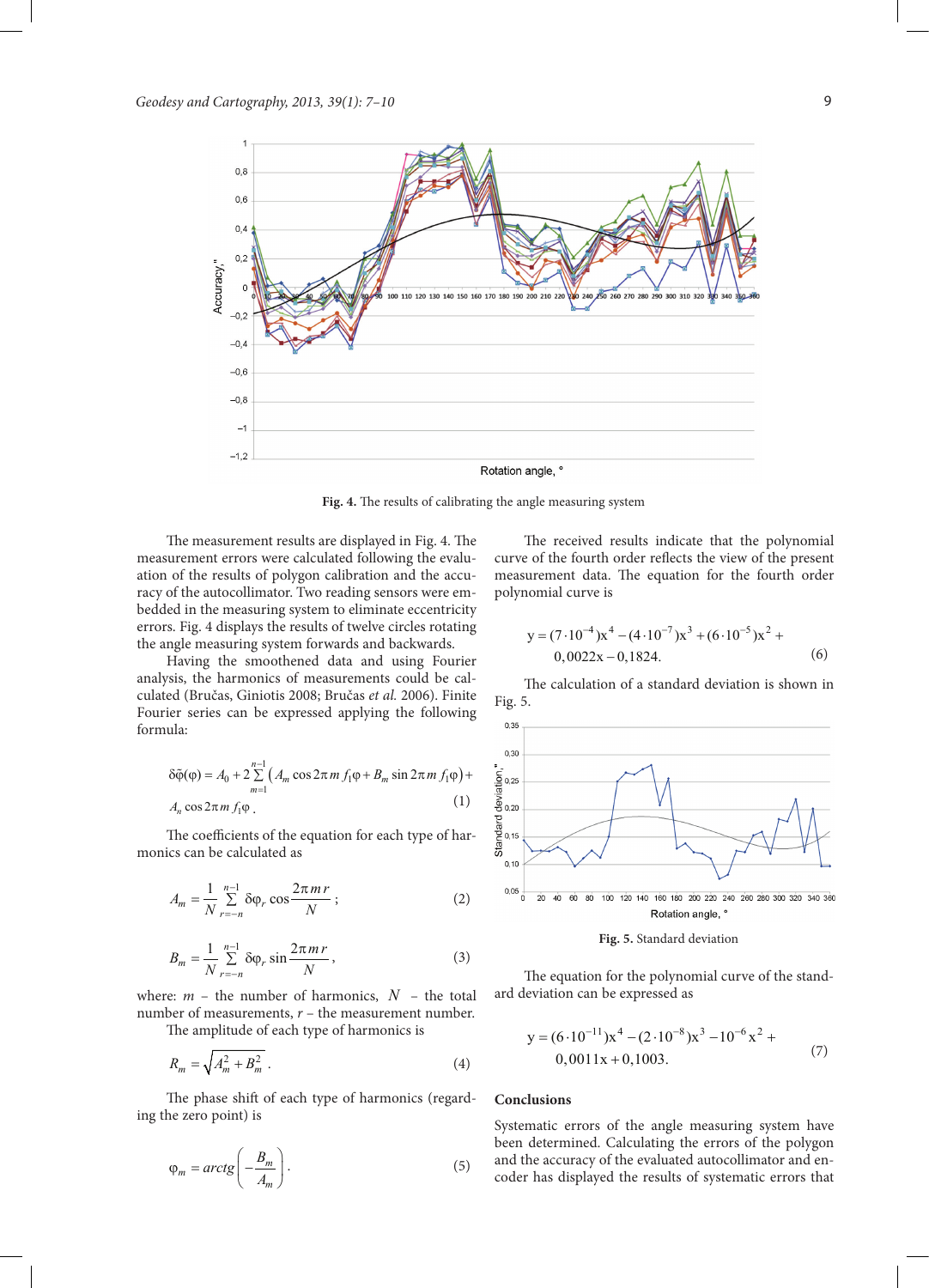Fig. 4. The results of calibrating the angle measuring system

The measurement results are displayed in Fig. 4. The measurement errors were calculated following the evaluation of the results of polygon calibration and the accuracy of the autocollimator. Two reading sensors were embedded in the measuring system to eliminate eccentricity errors. Fig. 4 displays the results of twelve circles rotating the angle measuring system forwards and backwards.

Having the smoothened data and using Fourier analysis, the harmonics of measurements could be calculated (Bručas, Giniotis 2008; Bručas *et al.* 2006). Finite Fourier series can be expressed applying the following formula:

$$\delta\tilde{\varphi}(\varphi) = A_0 + 2\sum_{m=1}^{n-1}\left(A_m \cos 2\pi m\, f_1\varphi + B_m \sin 2\pi m\, f_1\varphi\right) + A_n \cos 2\pi m\, f_1\varphi\,. \quad (1)$$

The coefficients of the equation for each type of harmonics can be calculated as

$$A_m = \frac{1}{N}\sum_{r=-n}^{n-1} \delta\varphi_r \cos\frac{2\pi m r}{N}\,; \quad (2)$$

$$B_m = \frac{1}{N}\sum_{r=-n}^{n-1} \delta\varphi_r \sin\frac{2\pi m r}{N}\,, \quad (3)$$

where: $m$ – the number of harmonics, $N$ – the total number of measurements, $r$ – the measurement number.

The amplitude of each type of harmonics is

$$R_m = \sqrt{A_m^2 + B_m^2}\,. \quad (4)$$

The phase shift of each type of harmonics (regarding the zero point) is

$$\varphi_m = arctg\left(-\frac{B_m}{A_m}\right). \quad (5)$$

The received results indicate that the polynomial curve of the fourth order reflects the view of the present measurement data. The equation for the fourth order polynomial curve is

$$y = (7\cdot 10^{-4})x^4 - (4\cdot 10^{-7})x^3 + (6\cdot 10^{-5})x^2 + 0{,}0022x - 0{,}1824. \quad (6)$$

The calculation of a standard deviation is shown in Fig. 5.

Fig. 5. Standard deviation

The equation for the polynomial curve of the standard deviation can be expressed as

$$y = (6\cdot 10^{-11})x^4 - (2\cdot 10^{-8})x^3 - 10^{-6}x^2 + 0{,}0011x + 0{,}1003. \quad (7)$$

## Conclusions

Systematic errors of the angle measuring system have been determined. Calculating the errors of the polygon and the accuracy of the evaluated autocollimator and encoder has displayed the results of systematic errors that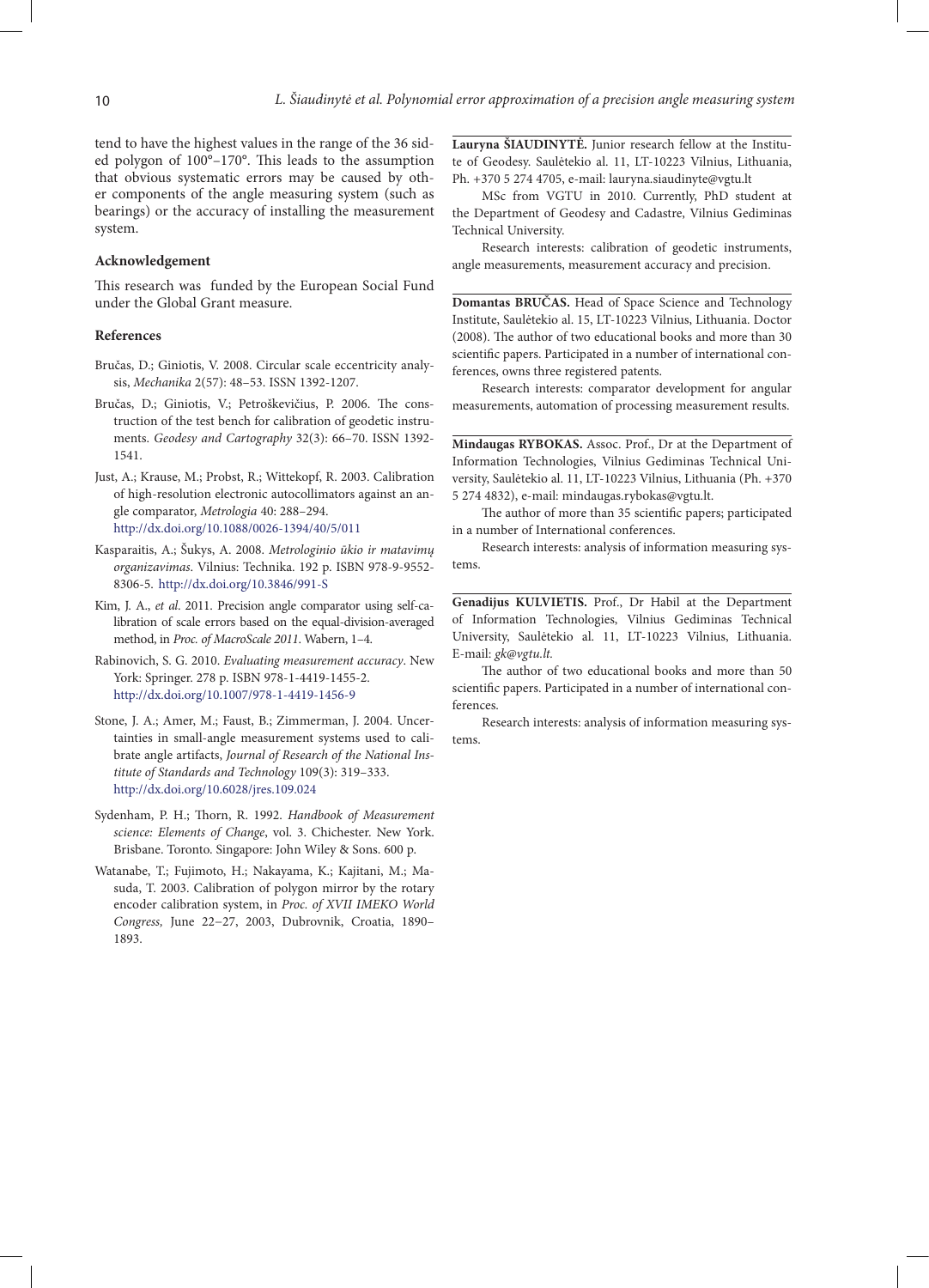tend to have the highest values in the range of the 36 sided polygon of 100°–170°. This leads to the assumption that obvious systematic errors may be caused by other components of the angle measuring system (such as bearings) or the accuracy of installing the measurement system.

### Acknowledgement

This research was funded by the European Social Fund under the Global Grant measure.

### References

Bručas, D.; Giniotis, V. 2008. Circular scale eccentricity analysis, *Mechanika* 2(57): 48–53. ISSN 1392-1207.

Bručas, D.; Giniotis, V.; Petroškevičius, P. 2006. The construction of the test bench for calibration of geodetic instruments. *Geodesy and Cartography* 32(3): 66–70. ISSN 1392-1541.

Just, A.; Krause, M.; Probst, R.; Wittekopf, R. 2003. Calibration of high-resolution electronic autocollimators against an angle comparator, *Metrologia* 40: 288–294. http://dx.doi.org/10.1088/0026-1394/40/5/011

Kasparaitis, A.; Šukys, A. 2008. *Metrologinio ūkio ir matavimų organizavimas*. Vilnius: Technika. 192 p. ISBN 978-9-9552-8306-5. http://dx.doi.org/10.3846/991-S

Kim, J. A., *et al*. 2011. Precision angle comparator using self-calibration of scale errors based on the equal-division-averaged method, in *Proc. of MacroScale 2011*. Wabern, 1–4.

Rabinovich, S. G. 2010. *Evaluating measurement accuracy*. New York: Springer. 278 p. ISBN 978-1-4419-1455-2. http://dx.doi.org/10.1007/978-1-4419-1456-9

Stone, J. A.; Amer, M.; Faust, B.; Zimmerman, J. 2004. Uncertainties in small-angle measurement systems used to calibrate angle artifacts, *Journal of Research of the National Institute of Standards and Technology* 109(3): 319–333. http://dx.doi.org/10.6028/jres.109.024

Sydenham, P. H.; Thorn, R. 1992. *Handbook of Measurement science: Elements of Change*, vol. 3. Chichester. New York. Brisbane. Toronto. Singapore: John Wiley & Sons. 600 p.

Watanabe, T.; Fujimoto, H.; Nakayama, K.; Kajitani, M.; Masuda, T. 2003. Calibration of polygon mirror by the rotary encoder calibration system, in *Proc. of XVII IMEKO World Congress,* June 22–27, 2003, Dubrovnik, Croatia, 1890–1893.

---

**Lauryna ŠIAUDINYTĖ.** Junior research fellow at the Institute of Geodesy. Saulėtekio al. 11, LT-10223 Vilnius, Lithuania, Ph. +370 5 274 4705, e-mail: lauryna.siaudinyte@vgtu.lt

MSc from VGTU in 2010. Currently, PhD student at the Department of Geodesy and Cadastre, Vilnius Gediminas Technical University.

Research interests: calibration of geodetic instruments, angle measurements, measurement accuracy and precision.

---

**Domantas BRUČAS.** Head of Space Science and Technology Institute, Saulėtekio al. 15, LT-10223 Vilnius, Lithuania. Doctor (2008). The author of two educational books and more than 30 scientific papers. Participated in a number of international conferences, owns three registered patents.

Research interests: comparator development for angular measurements, automation of processing measurement results.

---

**Mindaugas RYBOKAS.** Assoc. Prof., Dr at the Department of Information Technologies, Vilnius Gediminas Technical University, Saulėtekio al. 11, LT-10223 Vilnius, Lithuania (Ph. +370 5 274 4832), e-mail: mindaugas.rybokas@vgtu.lt.

The author of more than 35 scientific papers; participated in a number of International conferences.

Research interests: analysis of information measuring systems.

---

**Genadijus KULVIETIS.** Prof., Dr Habil at the Department of Information Technologies, Vilnius Gediminas Technical University, Saulėtekio al. 11, LT-10223 Vilnius, Lithuania. E-mail: *gk@vgtu.lt*.

The author of two educational books and more than 50 scientific papers. Participated in a number of international conferences.

Research interests: analysis of information measuring systems.